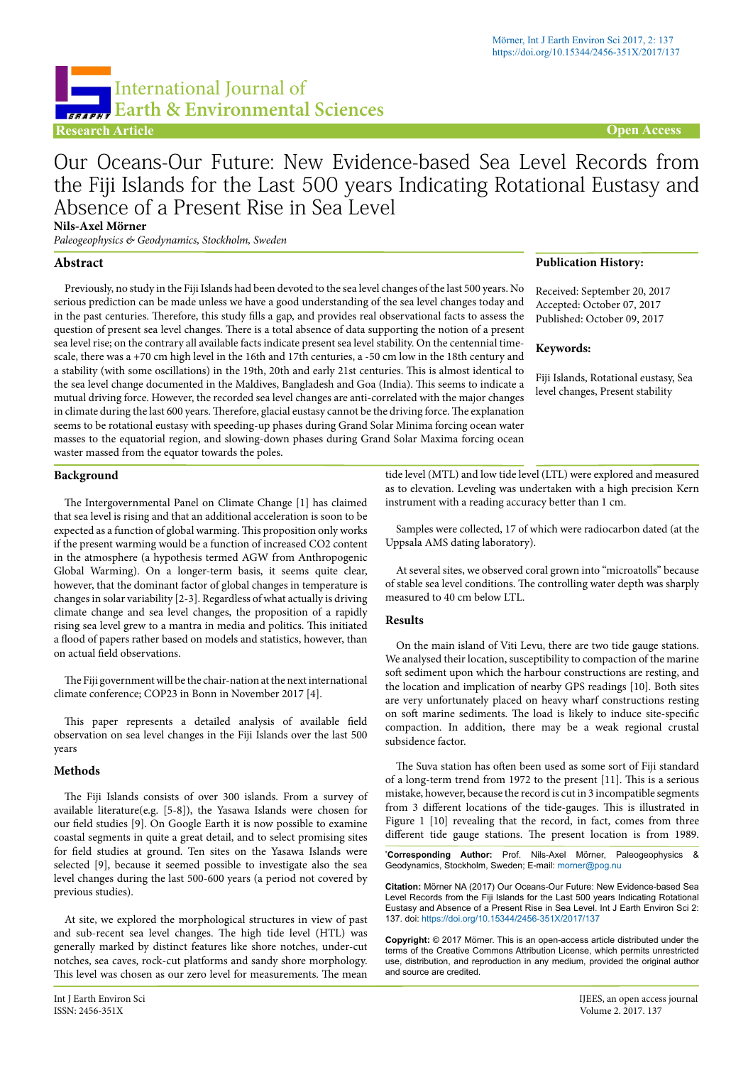International Journal of Earth & Environmental Sciences

**Research Article** **Open Access**

# Our Oceans-Our Future: New Evidence-based Sea Level Records from the Fiji Islands for the Last 500 years Indicating Rotational Eustasy and Absence of a Present Rise in Sea Level

**Nils-Axel Mörner**

*Paleogeophysics & Geodynamics, Stockholm, Sweden*

## Abstract

Previously, no study in the Fiji Islands had been devoted to the sea level changes of the last 500 years. No serious prediction can be made unless we have a good understanding of the sea level changes today and in the past centuries. Therefore, this study fills a gap, and provides real observational facts to assess the question of present sea level changes. There is a total absence of data supporting the notion of a present sea level rise; on the contrary all available facts indicate present sea level stability. On the centennial time-scale, there was a +70 cm high level in the 16th and 17th centuries, a -50 cm low in the 18th century and a stability (with some oscillations) in the 19th, 20th and early 21st centuries. This is almost identical to the sea level change documented in the Maldives, Bangladesh and Goa (India). This seems to indicate a mutual driving force. However, the recorded sea level changes are anti-correlated with the major changes in climate during the last 600 years. Therefore, glacial eustasy cannot be the driving force. The explanation seems to be rotational eustasy with speeding-up phases during Grand Solar Minima forcing ocean water masses to the equatorial region, and slowing-down phases during Grand Solar Maxima forcing ocean waster massed from the equator towards the poles.

**Publication History:**

Received: September 20, 2017
Accepted: October 07, 2017
Published: October 09, 2017

**Keywords:**

Fiji Islands, Rotational eustasy, Sea level changes, Present stability

## Background

The Intergovernmental Panel on Climate Change [1] has claimed that sea level is rising and that an additional acceleration is soon to be expected as a function of global warming. This proposition only works if the present warming would be a function of increased $CO_2$ content in the atmosphere (a hypothesis termed AGW from Anthropogenic Global Warming). On a longer-term basis, it seems quite clear, however, that the dominant factor of global changes in temperature is changes in solar variability [2-3]. Regardless of what actually is driving climate change and sea level changes, the proposition of a rapidly rising sea level grew to a mantra in media and politics. This initiated a flood of papers rather based on models and statistics, however, than on actual field observations.

The Fiji government will be the chair-nation at the next international climate conference; COP23 in Bonn in November 2017 [4].

This paper represents a detailed analysis of available field observation on sea level changes in the Fiji Islands over the last 500 years

## Methods

The Fiji Islands consists of over 300 islands. From a survey of available literature(e.g. [5-8]), the Yasawa Islands were chosen for our field studies [9]. On Google Earth it is now possible to examine coastal segments in quite a great detail, and to select promising sites for field studies at ground. Ten sites on the Yasawa Islands were selected [9], because it seemed possible to investigate also the sea level changes during the last 500-600 years (a period not covered by previous studies).

At site, we explored the morphological structures in view of past and sub-recent sea level changes. The high tide level (HTL) was generally marked by distinct features like shore notches, under-cut notches, sea caves, rock-cut platforms and sandy shore morphology. This level was chosen as our zero level for measurements. The mean tide level (MTL) and low tide level (LTL) were explored and measured as to elevation. Leveling was undertaken with a high precision Kern instrument with a reading accuracy better than 1 cm.

Samples were collected, 17 of which were radiocarbon dated (at the Uppsala AMS dating laboratory).

At several sites, we observed coral grown into "microatolls" because of stable sea level conditions. The controlling water depth was sharply measured to 40 cm below LTL.

## Results

On the main island of Viti Levu, there are two tide gauge stations. We analysed their location, susceptibility to compaction of the marine soft sediment upon which the harbour constructions are resting, and the location and implication of nearby GPS readings [10]. Both sites are very unfortunately placed on heavy wharf constructions resting on soft marine sediments. The load is likely to induce site-specific compaction. In addition, there may be a weak regional crustal subsidence factor.

The Suva station has often been used as some sort of Fiji standard of a long-term trend from 1972 to the present [11]. This is a serious mistake, however, because the record is cut in 3 incompatible segments from 3 different locations of the tide-gauges. This is illustrated in Figure 1 [10] revealing that the record, in fact, comes from three different tide gauge stations. The present location is from 1989.

*Corresponding Author: Prof. Nils-Axel Mörner, Paleogeophysics & Geodynamics, Stockholm, Sweden; E-mail: morner@pog.nu

**Citation:** Mörner NA (2017) Our Oceans-Our Future: New Evidence-based Sea Level Records from the Fiji Islands for the Last 500 years Indicating Rotational Eustasy and Absence of a Present Rise in Sea Level. Int J Earth Environ Sci 2: 137. doi: https://doi.org/10.15344/2456-351X/2017/137

**Copyright:** © 2017 Mörner. This is an open-access article distributed under the terms of the Creative Commons Attribution License, which permits unrestricted use, distribution, and reproduction in any medium, provided the original author and source are credited.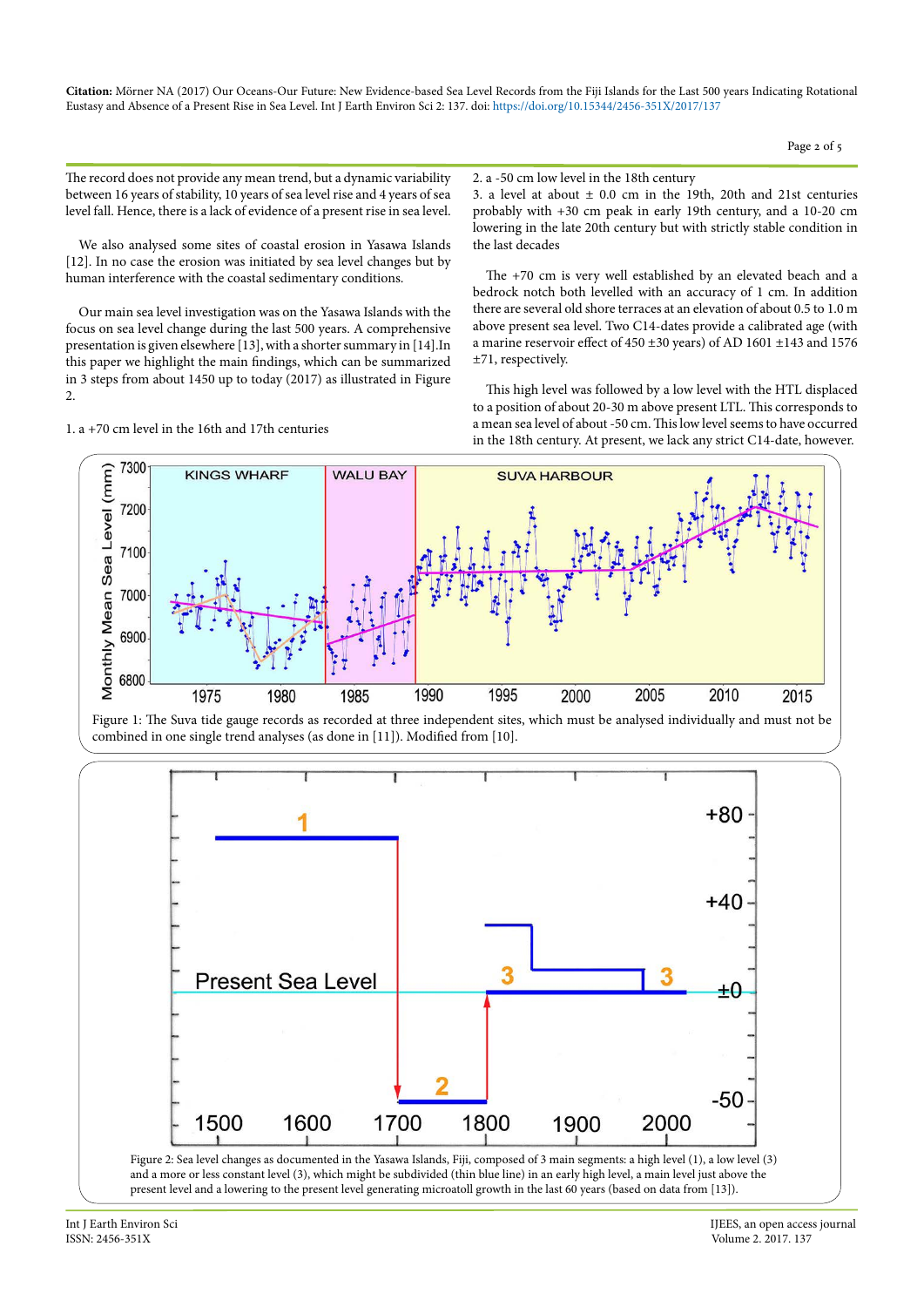The record does not provide any mean trend, but a dynamic variability between 16 years of stability, 10 years of sea level rise and 4 years of sea level fall. Hence, there is a lack of evidence of a present rise in sea level.

We also analysed some sites of coastal erosion in Yasawa Islands [12]. In no case the erosion was initiated by sea level changes but by human interference with the coastal sedimentary conditions.

Our main sea level investigation was on the Yasawa Islands with the focus on sea level change during the last 500 years. A comprehensive presentation is given elsewhere [13], with a shorter summary in [14].In this paper we highlight the main findings, which can be summarized in 3 steps from about 1450 up to today (2017) as illustrated in Figure 2.

1. a +70 cm level in the 16th and 17th centuries
2. a -50 cm low level in the 18th century
3. a level at about ± 0.0 cm in the 19th, 20th and 21st centuries probably with +30 cm peak in early 19th century, and a 10-20 cm lowering in the late 20th century but with strictly stable condition in the last decades

The +70 cm is very well established by an elevated beach and a bedrock notch both levelled with an accuracy of 1 cm. In addition there are several old shore terraces at an elevation of about 0.5 to 1.0 m above present sea level. Two C14-dates provide a calibrated age (with a marine reservoir effect of 450 ±30 years) of AD 1601 ±143 and 1576 ±71, respectively.

This high level was followed by a low level with the HTL displaced to a position of about 20-30 m above present LTL. This corresponds to a mean sea level of about -50 cm. This low level seems to have occurred in the 18th century. At present, we lack any strict C14-date, however.

Figure 1: The Suva tide gauge records as recorded at three independent sites, which must be analysed individually and must not be combined in one single trend analyses (as done in [11]). Modified from [10].

Figure 2: Sea level changes as documented in the Yasawa Islands, Fiji, composed of 3 main segments: a high level (1), a low level (3) and a more or less constant level (3), which might be subdivided (thin blue line) in an early high level, a main level just above the present level and a lowering to the present level generating microatoll growth in the last 60 years (based on data from [13]).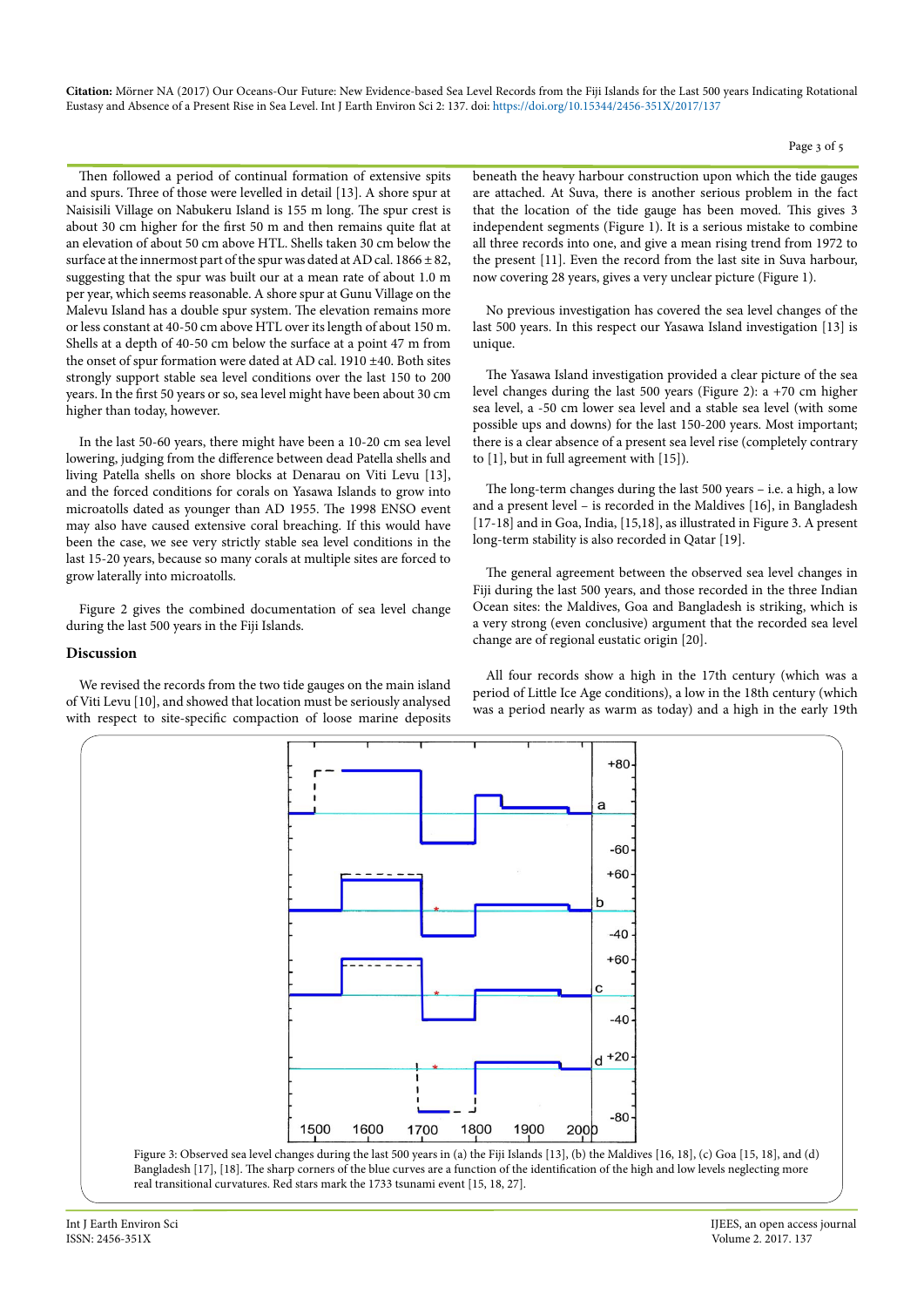Then followed a period of continual formation of extensive spits and spurs. Three of those were levelled in detail [13]. A shore spur at Naisisili Village on Nabukeru Island is 155 m long. The spur crest is about 30 cm higher for the first 50 m and then remains quite flat at an elevation of about 50 cm above HTL. Shells taken 30 cm below the surface at the innermost part of the spur was dated at AD cal. 1866 ± 82, suggesting that the spur was built our at a mean rate of about 1.0 m per year, which seems reasonable. A shore spur at Gunu Village on the Malevu Island has a double spur system. The elevation remains more or less constant at 40-50 cm above HTL over its length of about 150 m. Shells at a depth of 40-50 cm below the surface at a point 47 m from the onset of spur formation were dated at AD cal. 1910 ±40. Both sites strongly support stable sea level conditions over the last 150 to 200 years. In the first 50 years or so, sea level might have been about 30 cm higher than today, however.

In the last 50-60 years, there might have been a 10-20 cm sea level lowering, judging from the difference between dead Patella shells and living Patella shells on shore blocks at Denarau on Viti Levu [13], and the forced conditions for corals on Yasawa Islands to grow into microatolls dated as younger than AD 1955. The 1998 ENSO event may also have caused extensive coral breaching. If this would have been the case, we see very strictly stable sea level conditions in the last 15-20 years, because so many corals at multiple sites are forced to grow laterally into microatolls.

Figure 2 gives the combined documentation of sea level change during the last 500 years in the Fiji Islands.

## Discussion

We revised the records from the two tide gauges on the main island of Viti Levu [10], and showed that location must be seriously analysed with respect to site-specific compaction of loose marine deposits beneath the heavy harbour construction upon which the tide gauges are attached. At Suva, there is another serious problem in the fact that the location of the tide gauge has been moved. This gives 3 independent segments (Figure 1). It is a serious mistake to combine all three records into one, and give a mean rising trend from 1972 to the present [11]. Even the record from the last site in Suva harbour, now covering 28 years, gives a very unclear picture (Figure 1).

No previous investigation has covered the sea level changes of the last 500 years. In this respect our Yasawa Island investigation [13] is unique.

The Yasawa Island investigation provided a clear picture of the sea level changes during the last 500 years (Figure 2): a +70 cm higher sea level, a -50 cm lower sea level and a stable sea level (with some possible ups and downs) for the last 150-200 years. Most important; there is a clear absence of a present sea level rise (completely contrary to [1], but in full agreement with [15]).

The long-term changes during the last 500 years – i.e. a high, a low and a present level – is recorded in the Maldives [16], in Bangladesh [17-18] and in Goa, India, [15,18], as illustrated in Figure 3. A present long-term stability is also recorded in Qatar [19].

The general agreement between the observed sea level changes in Fiji during the last 500 years, and those recorded in the three Indian Ocean sites: the Maldives, Goa and Bangladesh is striking, which is a very strong (even conclusive) argument that the recorded sea level change are of regional eustatic origin [20].

All four records show a high in the 17th century (which was a period of Little Ice Age conditions), a low in the 18th century (which was a period nearly as warm as today) and a high in the early 19th

Figure 3: Observed sea level changes during the last 500 years in (a) the Fiji Islands [13], (b) the Maldives [16, 18], (c) Goa [15, 18], and (d) Bangladesh [17], [18]. The sharp corners of the blue curves are a function of the identification of the high and low levels neglecting more real transitional curvatures. Red stars mark the 1733 tsunami event [15, 18, 27].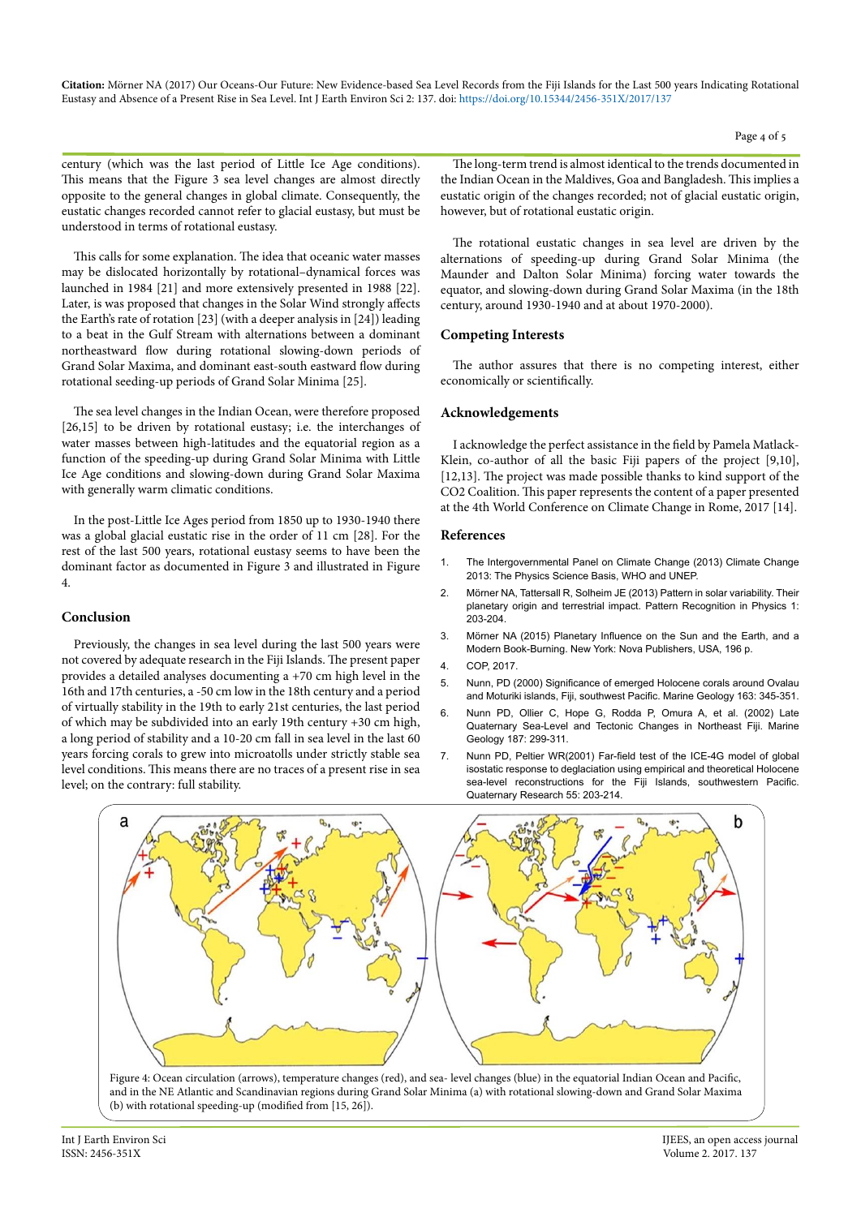century (which was the last period of Little Ice Age conditions). This means that the Figure 3 sea level changes are almost directly opposite to the general changes in global climate. Consequently, the eustatic changes recorded cannot refer to glacial eustasy, but must be understood in terms of rotational eustasy.

This calls for some explanation. The idea that oceanic water masses may be dislocated horizontally by rotational–dynamical forces was launched in 1984 [21] and more extensively presented in 1988 [22]. Later, is was proposed that changes in the Solar Wind strongly affects the Earth's rate of rotation [23] (with a deeper analysis in [24]) leading to a beat in the Gulf Stream with alternations between a dominant northeastward flow during rotational slowing-down periods of Grand Solar Maxima, and dominant east-south eastward flow during rotational seeding-up periods of Grand Solar Minima [25].

The sea level changes in the Indian Ocean, were therefore proposed [26,15] to be driven by rotational eustasy; i.e. the interchanges of water masses between high-latitudes and the equatorial region as a function of the speeding-up during Grand Solar Minima with Little Ice Age conditions and slowing-down during Grand Solar Maxima with generally warm climatic conditions.

In the post-Little Ice Ages period from 1850 up to 1930-1940 there was a global glacial eustatic rise in the order of 11 cm [28]. For the rest of the last 500 years, rotational eustasy seems to have been the dominant factor as documented in Figure 3 and illustrated in Figure 4.

## Conclusion

Previously, the changes in sea level during the last 500 years were not covered by adequate research in the Fiji Islands. The present paper provides a detailed analyses documenting a +70 cm high level in the 16th and 17th centuries, a -50 cm low in the 18th century and a period of virtually stability in the 19th to early 21st centuries, the last period of which may be subdivided into an early 19th century +30 cm high, a long period of stability and a 10-20 cm fall in sea level in the last 60 years forcing corals to grew into microatolls under strictly stable sea level conditions. This means there are no traces of a present rise in sea level; on the contrary: full stability.

The long-term trend is almost identical to the trends documented in the Indian Ocean in the Maldives, Goa and Bangladesh. This implies a eustatic origin of the changes recorded; not of glacial eustatic origin, however, but of rotational eustatic origin.

The rotational eustatic changes in sea level are driven by the alternations of speeding-up during Grand Solar Minima (the Maunder and Dalton Solar Minima) forcing water towards the equator, and slowing-down during Grand Solar Maxima (in the 18th century, around 1930-1940 and at about 1970-2000).

## Competing Interests

The author assures that there is no competing interest, either economically or scientifically.

## Acknowledgements

I acknowledge the perfect assistance in the field by Pamela Matlack-Klein, co-author of all the basic Fiji papers of the project [9,10], [12,13]. The project was made possible thanks to kind support of the CO2 Coalition. This paper represents the content of a paper presented at the 4th World Conference on Climate Change in Rome, 2017 [14].

## References

1. The Intergovernmental Panel on Climate Change (2013) Climate Change 2013: The Physics Science Basis, WHO and UNEP.
2. Mörner NA, Tattersall R, Solheim JE (2013) Pattern in solar variability. Their planetary origin and terrestrial impact. Pattern Recognition in Physics 1: 203-204.
3. Mörner NA (2015) Planetary Influence on the Sun and the Earth, and a Modern Book-Burning. New York: Nova Publishers, USA, 196 p.
4. COP, 2017.
5. Nunn, PD (2000) Significance of emerged Holocene corals around Ovalau and Moturiki islands, Fiji, southwest Pacific. Marine Geology 163: 345-351.
6. Nunn PD, Ollier C, Hope G, Rodda P, Omura A, et al. (2002) Late Quaternary Sea-Level and Tectonic Changes in Northeast Fiji. Marine Geology 187: 299-311.
7. Nunn PD, Peltier WR(2001) Far-field test of the ICE-4G model of global isostatic response to deglaciation using empirical and theoretical Holocene sea-level reconstructions for the Fiji Islands, southwestern Pacific. Quaternary Research 55: 203-214.

Figure 4: Ocean circulation (arrows), temperature changes (red), and sea- level changes (blue) in the equatorial Indian Ocean and Pacific, and in the NE Atlantic and Scandinavian regions during Grand Solar Minima (a) with rotational slowing-down and Grand Solar Maxima (b) with rotational speeding-up (modified from [15, 26]).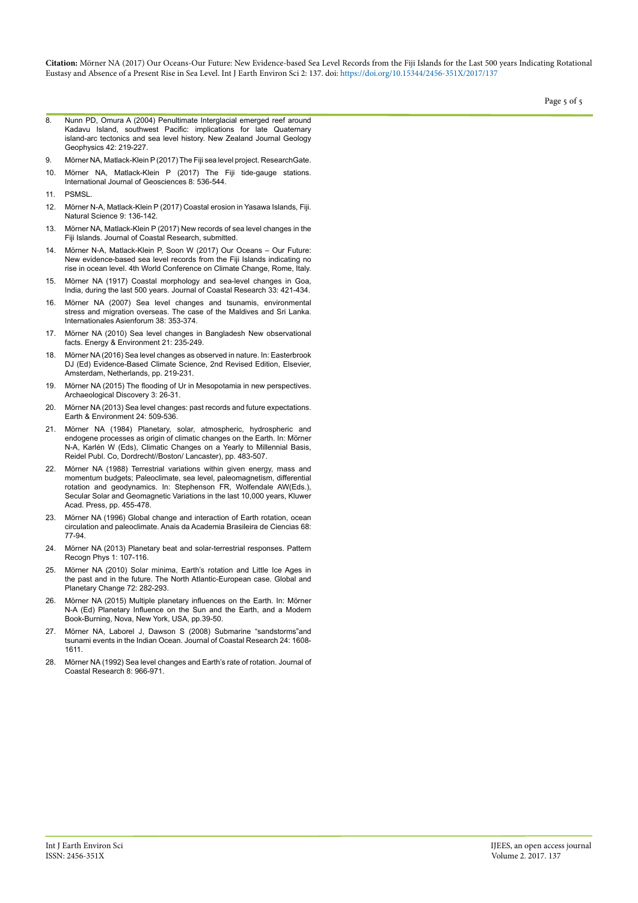8. Nunn PD, Omura A (2004) Penultimate Interglacial emerged reef around Kadavu Island, southwest Pacific: implications for late Quaternary island-arc tectonics and sea level history. New Zealand Journal Geology Geophysics 42: 219-227.
9. Mörner NA, Matlack-Klein P (2017) The Fiji sea level project. ResearchGate.
10. Mörner NA, Matlack-Klein P (2017) The Fiji tide-gauge stations. International Journal of Geosciences 8: 536-544.
11. PSMSL.
12. Mörner N-A, Matlack-Klein P (2017) Coastal erosion in Yasawa Islands, Fiji. Natural Science 9: 136-142.
13. Mörner NA, Matlack-Klein P (2017) New records of sea level changes in the Fiji Islands. Journal of Coastal Research, submitted.
14. Mörner N-A, Matlack-Klein P, Soon W (2017) Our Oceans – Our Future: New evidence-based sea level records from the Fiji Islands indicating no rise in ocean level. 4th World Conference on Climate Change, Rome, Italy.
15. Mörner NA (1917) Coastal morphology and sea-level changes in Goa, India, during the last 500 years. Journal of Coastal Research 33: 421-434.
16. Mörner NA (2007) Sea level changes and tsunamis, environmental stress and migration overseas. The case of the Maldives and Sri Lanka. Internationales Asienforum 38: 353-374.
17. Mörner NA (2010) Sea level changes in Bangladesh New observational facts. Energy & Environment 21: 235-249.
18. Mörner NA (2016) Sea level changes as observed in nature. In: Easterbrook DJ (Ed) Evidence-Based Climate Science, 2nd Revised Edition, Elsevier, Amsterdam, Netherlands, pp. 219-231.
19. Mörner NA (2015) The flooding of Ur in Mesopotamia in new perspectives. Archaeological Discovery 3: 26-31.
20. Mörner NA (2013) Sea level changes: past records and future expectations. Earth & Environment 24: 509-536.
21. Mörner NA (1984) Planetary, solar, atmospheric, hydrospheric and endogene processes as origin of climatic changes on the Earth. In: Mörner N-A, Karlén W (Eds), Climatic Changes on a Yearly to Millennial Basis, Reidel Publ. Co, Dordrecht//Boston/ Lancaster), pp. 483-507.
22. Mörner NA (1988) Terrestrial variations within given energy, mass and momentum budgets; Paleoclimate, sea level, paleomagnetism, differential rotation and geodynamics. In: Stephenson FR, Wolfendale AW(Eds.), Secular Solar and Geomagnetic Variations in the last 10,000 years, Kluwer Acad. Press, pp. 455-478.
23. Mörner NA (1996) Global change and interaction of Earth rotation, ocean circulation and paleoclimate. Anais da Academia Brasileira de Ciencias 68: 77-94.
24. Mörner NA (2013) Planetary beat and solar-terrestrial responses. Pattern Recogn Phys 1: 107-116.
25. Mörner NA (2010) Solar minima, Earth's rotation and Little Ice Ages in the past and in the future. The North Atlantic-European case. Global and Planetary Change 72: 282-293.
26. Mörner NA (2015) Multiple planetary influences on the Earth. In: Mörner N-A (Ed) Planetary Influence on the Sun and the Earth, and a Modern Book-Burning, Nova, New York, USA, pp.39-50.
27. Mörner NA, Laborel J, Dawson S (2008) Submarine "sandstorms"and tsunami events in the Indian Ocean. Journal of Coastal Research 24: 1608-1611.
28. Mörner NA (1992) Sea level changes and Earth's rate of rotation. Journal of Coastal Research 8: 966-971.